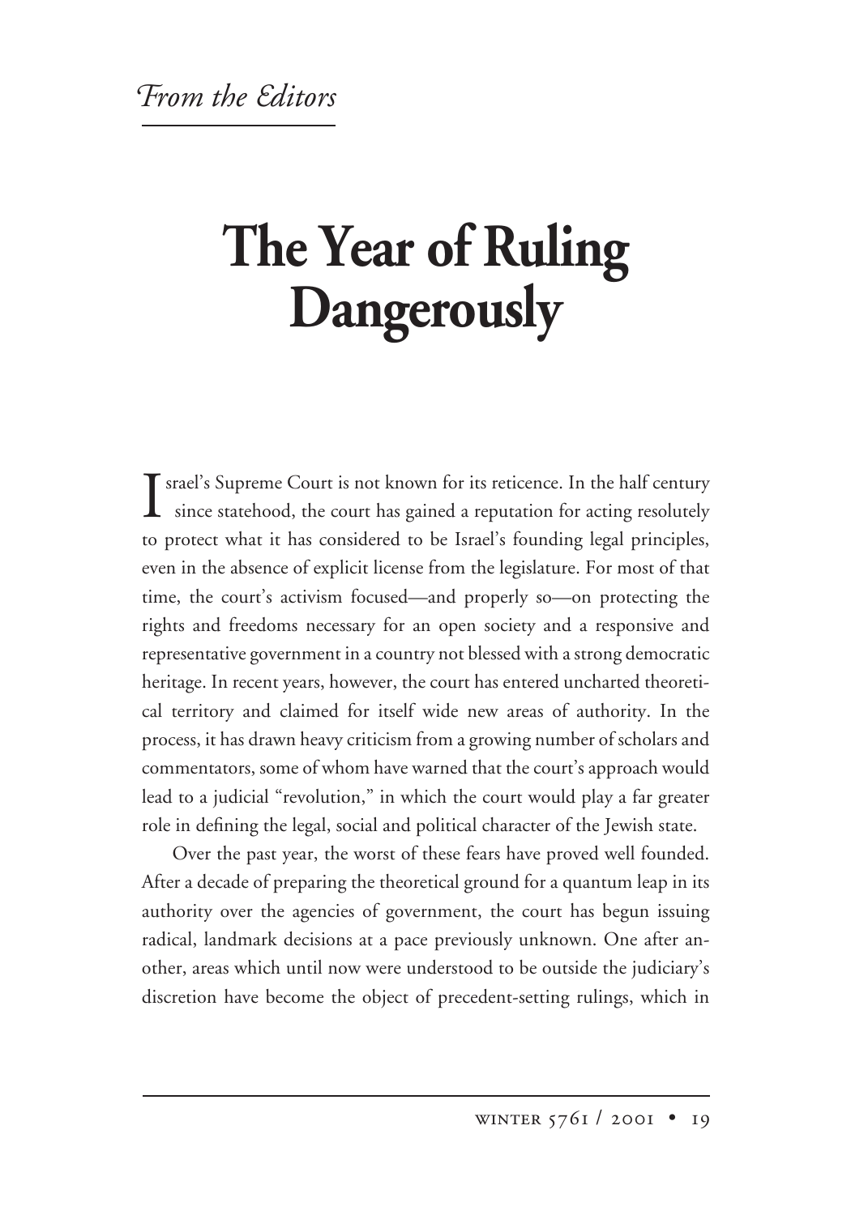*From the Editors*

# The Year of Ruling Dangerously

Israel's Supreme Court is not known for its reticence. In the half century since statehood, the court has gained a reputation for acting resolutely to protect what it has considered to be Israel's founding legal principles, even in the absence of explicit license from the legislature. For most of that time, the court's activism focused—and properly so—on protecting the rights and freedoms necessary for an open society and a responsive and representative government in a country not blessed with a strong democratic heritage. In recent years, however, the court has entered uncharted theoretical territory and claimed for itself wide new areas of authority. In the process, it has drawn heavy criticism from a growing number of scholars and commentators, some of whom have warned that the court's approach would lead to a judicial "revolution," in which the court would play a far greater role in defining the legal, social and political character of the Jewish state.

Over the past year, the worst of these fears have proved well founded. After a decade of preparing the theoretical ground for a quantum leap in its authority over the agencies of government, the court has begun issuing radical, landmark decisions at a pace previously unknown. One after another, areas which until now were understood to be outside the judiciary's discretion have become the object of precedent-setting rulings, which in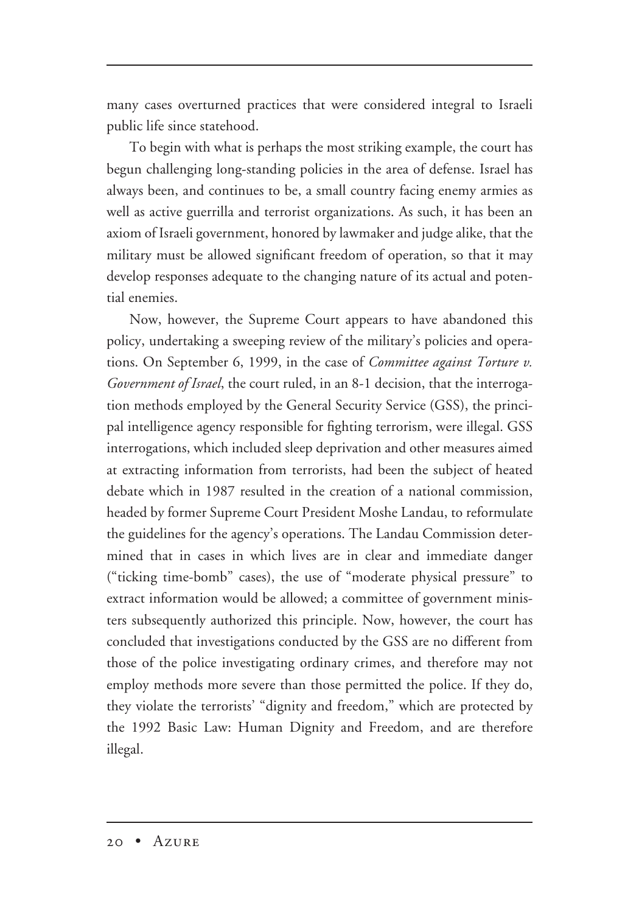many cases overturned practices that were considered integral to Israeli public life since statehood.

To begin with what is perhaps the most striking example, the court has begun challenging long-standing policies in the area of defense. Israel has always been, and continues to be, a small country facing enemy armies as well as active guerrilla and terrorist organizations. As such, it has been an axiom of Israeli government, honored by lawmaker and judge alike, that the military must be allowed significant freedom of operation, so that it may develop responses adequate to the changing nature of its actual and potential enemies.

Now, however, the Supreme Court appears to have abandoned this policy, undertaking a sweeping review of the military's policies and operations. On September 6, 1999, in the case of *Committee against Torture v. Government of Israel*, the court ruled, in an 8-1 decision, that the interrogation methods employed by the General Security Service (GSS), the principal intelligence agency responsible for fighting terrorism, were illegal. GSS interrogations, which included sleep deprivation and other measures aimed at extracting information from terrorists, had been the subject of heated debate which in 1987 resulted in the creation of a national commission, headed by former Supreme Court President Moshe Landau, to reformulate the guidelines for the agency's operations. The Landau Commission determined that in cases in which lives are in clear and immediate danger ("ticking time-bomb" cases), the use of "moderate physical pressure" to extract information would be allowed; a committee of government ministers subsequently authorized this principle. Now, however, the court has concluded that investigations conducted by the GSS are no different from those of the police investigating ordinary crimes, and therefore may not employ methods more severe than those permitted the police. If they do, they violate the terrorists' "dignity and freedom," which are protected by the 1992 Basic Law: Human Dignity and Freedom, and are therefore illegal.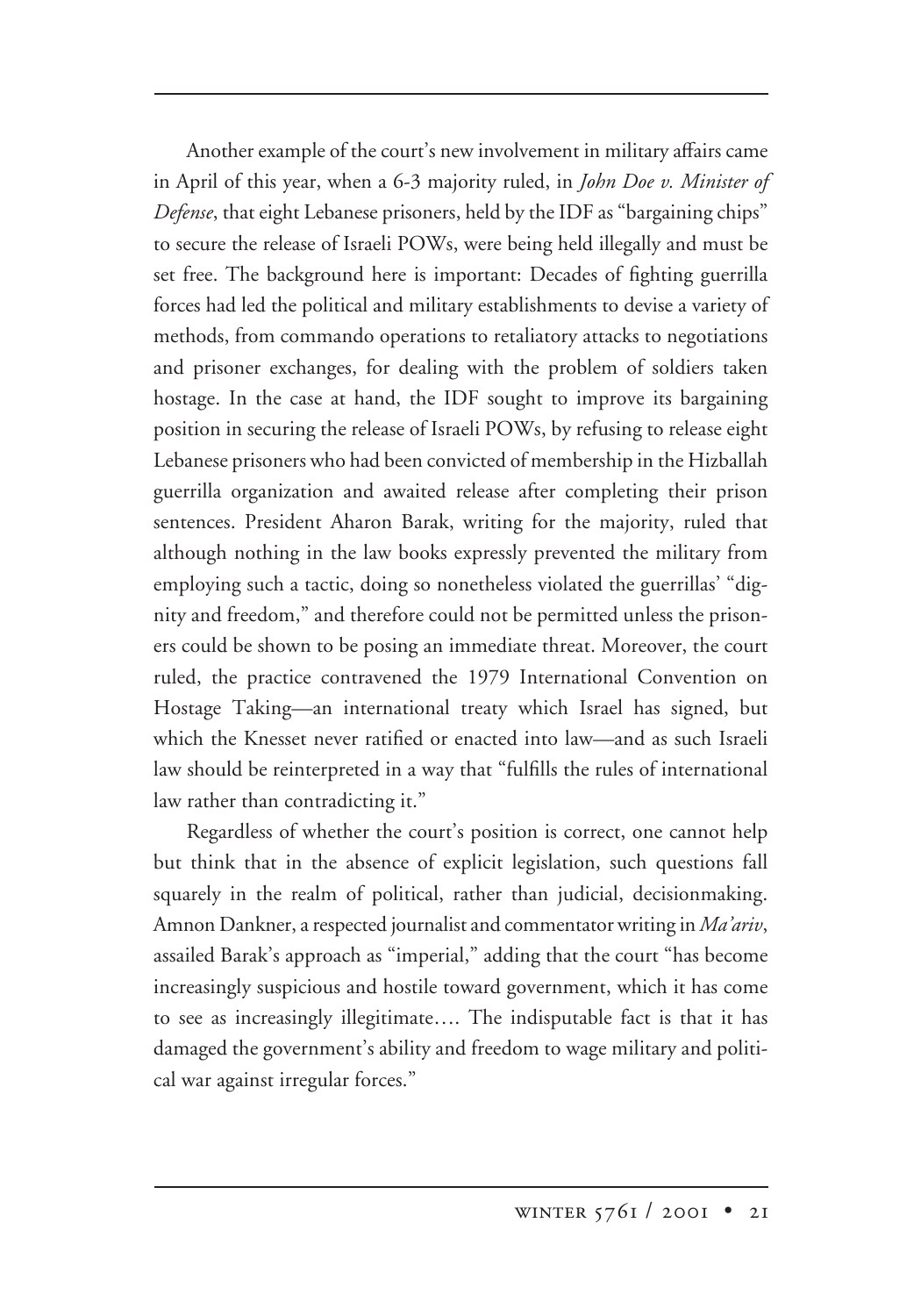Another example of the court's new involvement in military affairs came in April of this year, when a 6-3 majority ruled, in *John Doe v. Minister of Defense*, that eight Lebanese prisoners, held by the IDF as "bargaining chips" to secure the release of Israeli POWs, were being held illegally and must be set free. The background here is important: Decades of fighting guerrilla forces had led the political and military establishments to devise a variety of methods, from commando operations to retaliatory attacks to negotiations and prisoner exchanges, for dealing with the problem of soldiers taken hostage. In the case at hand, the IDF sought to improve its bargaining position in securing the release of Israeli POWs, by refusing to release eight Lebanese prisoners who had been convicted of membership in the Hizballah guerrilla organization and awaited release after completing their prison sentences. President Aharon Barak, writing for the majority, ruled that although nothing in the law books expressly prevented the military from employing such a tactic, doing so nonetheless violated the guerrillas' "dignity and freedom," and therefore could not be permitted unless the prisoners could be shown to be posing an immediate threat. Moreover, the court ruled, the practice contravened the 1979 International Convention on Hostage Taking—an international treaty which Israel has signed, but which the Knesset never ratified or enacted into law—and as such Israeli law should be reinterpreted in a way that "fulfills the rules of international law rather than contradicting it."

Regardless of whether the court's position is correct, one cannot help but think that in the absence of explicit legislation, such questions fall squarely in the realm of political, rather than judicial, decisionmaking. Amnon Dankner, a respected journalist and commentator writing in *Ma'ariv*, assailed Barak's approach as "imperial," adding that the court "has become increasingly suspicious and hostile toward government, which it has come to see as increasingly illegitimate…. The indisputable fact is that it has damaged the government's ability and freedom to wage military and political war against irregular forces."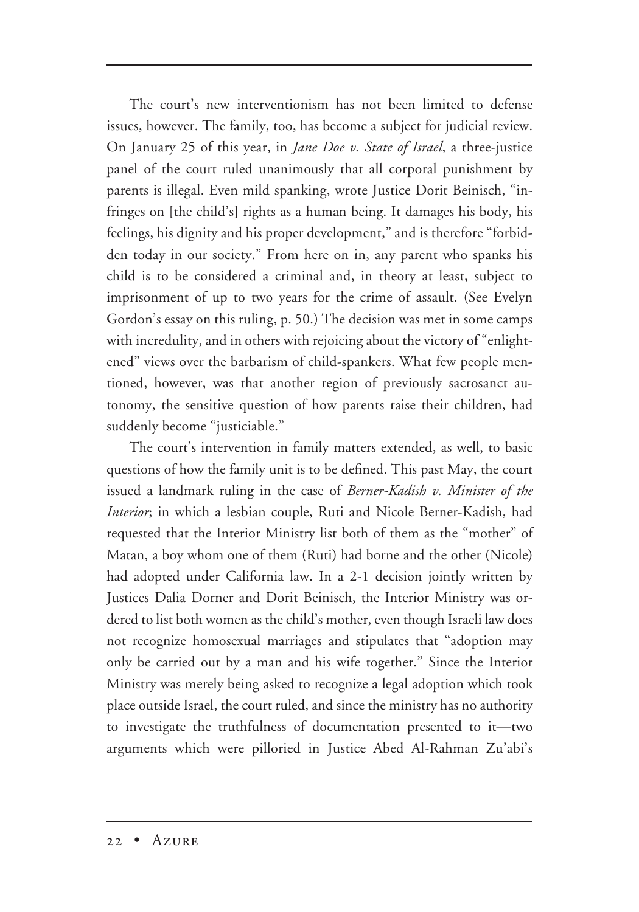The court's new interventionism has not been limited to defense issues, however. The family, too, has become a subject for judicial review. On January 25 of this year, in *Jane Doe v. State of Israel*, a three-justice panel of the court ruled unanimously that all corporal punishment by parents is illegal. Even mild spanking, wrote Justice Dorit Beinisch, "infringes on [the child's] rights as a human being. It damages his body, his feelings, his dignity and his proper development," and is therefore "forbidden today in our society." From here on in, any parent who spanks his child is to be considered a criminal and, in theory at least, subject to imprisonment of up to two years for the crime of assault. (See Evelyn Gordon's essay on this ruling, p. 50.) The decision was met in some camps with incredulity, and in others with rejoicing about the victory of "enlightened" views over the barbarism of child-spankers. What few people mentioned, however, was that another region of previously sacrosanct autonomy, the sensitive question of how parents raise their children, had suddenly become "justiciable."

The court's intervention in family matters extended, as well, to basic questions of how the family unit is to be defined. This past May, the court issued a landmark ruling in the case of *Berner-Kadish v. Minister of the Interior*; in which a lesbian couple, Ruti and Nicole Berner-Kadish, had requested that the Interior Ministry list both of them as the "mother" of Matan, a boy whom one of them (Ruti) had borne and the other (Nicole) had adopted under California law. In a 2-1 decision jointly written by Justices Dalia Dorner and Dorit Beinisch, the Interior Ministry was ordered to list both women as the child's mother, even though Israeli law does not recognize homosexual marriages and stipulates that "adoption may only be carried out by a man and his wife together." Since the Interior Ministry was merely being asked to recognize a legal adoption which took place outside Israel, the court ruled, and since the ministry has no authority to investigate the truthfulness of documentation presented to it—two arguments which were pilloried in Justice Abed Al-Rahman Zu'abi's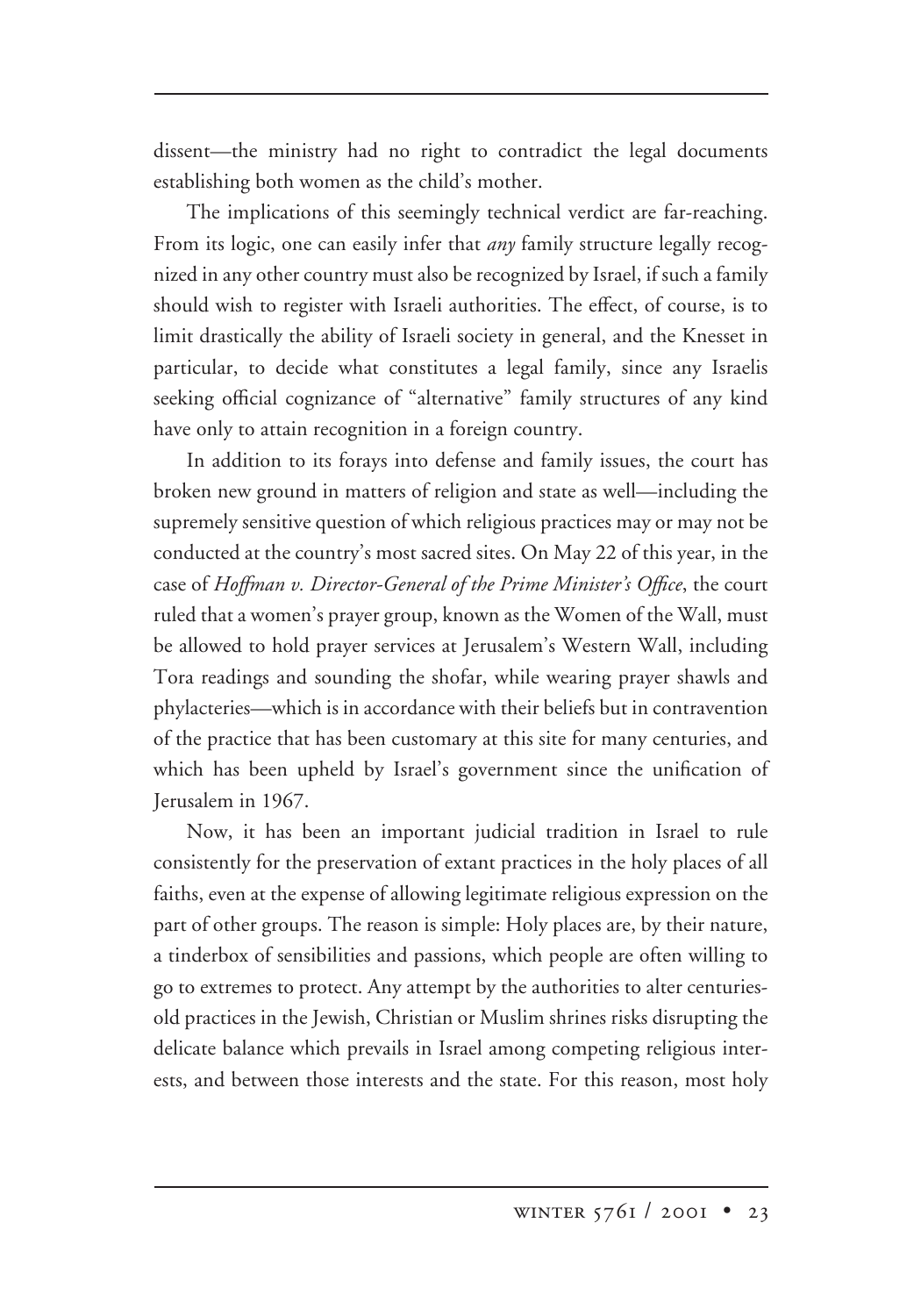dissent—the ministry had no right to contradict the legal documents establishing both women as the child's mother.

The implications of this seemingly technical verdict are far-reaching. From its logic, one can easily infer that *any* family structure legally recognized in any other country must also be recognized by Israel, if such a family should wish to register with Israeli authorities. The effect, of course, is to limit drastically the ability of Israeli society in general, and the Knesset in particular, to decide what constitutes a legal family, since any Israelis seeking official cognizance of "alternative" family structures of any kind have only to attain recognition in a foreign country.

In addition to its forays into defense and family issues, the court has broken new ground in matters of religion and state as well—including the supremely sensitive question of which religious practices may or may not be conducted at the country's most sacred sites. On May 22 of this year, in the case of *Hoffman v. Director-General of the Prime Minister's Office*, the court ruled that a women's prayer group, known as the Women of the Wall, must be allowed to hold prayer services at Jerusalem's Western Wall, including Tora readings and sounding the shofar, while wearing prayer shawls and phylacteries—which is in accordance with their beliefs but in contravention of the practice that has been customary at this site for many centuries, and which has been upheld by Israel's government since the unification of Jerusalem in 1967.

Now, it has been an important judicial tradition in Israel to rule consistently for the preservation of extant practices in the holy places of all faiths, even at the expense of allowing legitimate religious expression on the part of other groups. The reason is simple: Holy places are, by their nature, a tinderbox of sensibilities and passions, which people are often willing to go to extremes to protect. Any attempt by the authorities to alter centuries-old practices in the Jewish, Christian or Muslim shrines risks disrupting the delicate balance which prevails in Israel among competing religious interests, and between those interests and the state. For this reason, most holy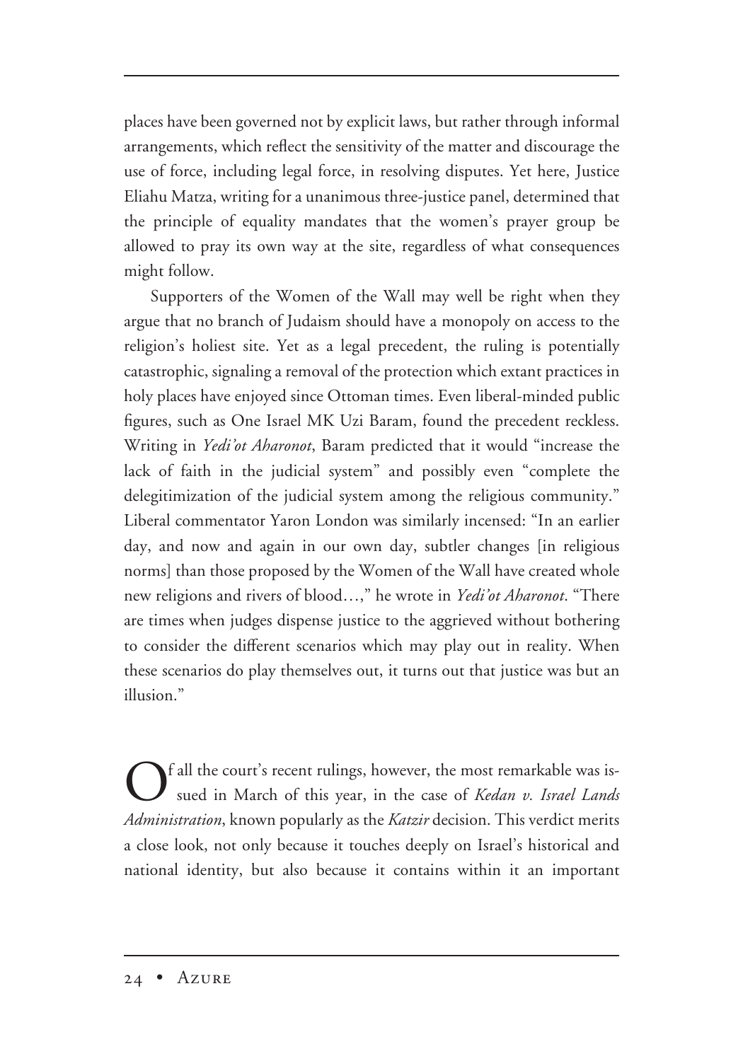places have been governed not by explicit laws, but rather through informal arrangements, which reflect the sensitivity of the matter and discourage the use of force, including legal force, in resolving disputes. Yet here, Justice Eliahu Matza, writing for a unanimous three-justice panel, determined that the principle of equality mandates that the women's prayer group be allowed to pray its own way at the site, regardless of what consequences might follow.

Supporters of the Women of the Wall may well be right when they argue that no branch of Judaism should have a monopoly on access to the religion's holiest site. Yet as a legal precedent, the ruling is potentially catastrophic, signaling a removal of the protection which extant practices in holy places have enjoyed since Ottoman times. Even liberal-minded public figures, such as One Israel MK Uzi Baram, found the precedent reckless. Writing in *Yedi'ot Aharonot*, Baram predicted that it would "increase the lack of faith in the judicial system" and possibly even "complete the delegitimization of the judicial system among the religious community." Liberal commentator Yaron London was similarly incensed: "In an earlier day, and now and again in our own day, subtler changes [in religious norms] than those proposed by the Women of the Wall have created whole new religions and rivers of blood…," he wrote in *Yedi'ot Aharonot*. "There are times when judges dispense justice to the aggrieved without bothering to consider the different scenarios which may play out in reality. When these scenarios do play themselves out, it turns out that justice was but an illusion."

Of all the court's recent rulings, however, the most remarkable was issued in March of this year, in the case of *Kedan v. Israel Lands Administration*, known popularly as the *Katzir* decision. This verdict merits a close look, not only because it touches deeply on Israel's historical and national identity, but also because it contains within it an important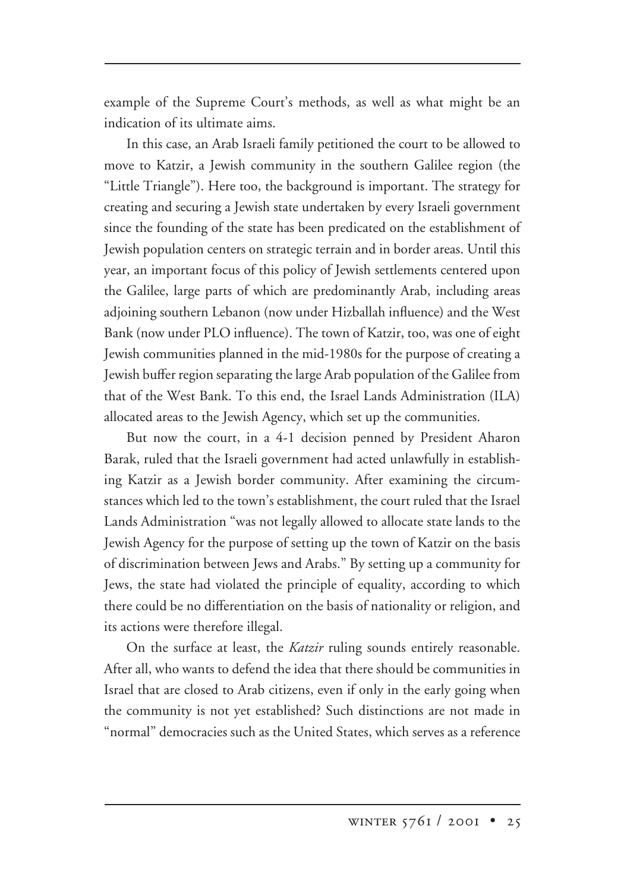example of the Supreme Court's methods, as well as what might be an indication of its ultimate aims.

In this case, an Arab Israeli family petitioned the court to be allowed to move to Katzir, a Jewish community in the southern Galilee region (the "Little Triangle"). Here too, the background is important. The strategy for creating and securing a Jewish state undertaken by every Israeli government since the founding of the state has been predicated on the establishment of Jewish population centers on strategic terrain and in border areas. Until this year, an important focus of this policy of Jewish settlements centered upon the Galilee, large parts of which are predominantly Arab, including areas adjoining southern Lebanon (now under Hizballah influence) and the West Bank (now under PLO influence). The town of Katzir, too, was one of eight Jewish communities planned in the mid-1980s for the purpose of creating a Jewish buffer region separating the large Arab population of the Galilee from that of the West Bank. To this end, the Israel Lands Administration (ILA) allocated areas to the Jewish Agency, which set up the communities.

But now the court, in a 4-1 decision penned by President Aharon Barak, ruled that the Israeli government had acted unlawfully in establishing Katzir as a Jewish border community. After examining the circumstances which led to the town's establishment, the court ruled that the Israel Lands Administration "was not legally allowed to allocate state lands to the Jewish Agency for the purpose of setting up the town of Katzir on the basis of discrimination between Jews and Arabs." By setting up a community for Jews, the state had violated the principle of equality, according to which there could be no differentiation on the basis of nationality or religion, and its actions were therefore illegal.

On the surface at least, the *Katzir* ruling sounds entirely reasonable. After all, who wants to defend the idea that there should be communities in Israel that are closed to Arab citizens, even if only in the early going when the community is not yet established? Such distinctions are not made in "normal" democracies such as the United States, which serves as a reference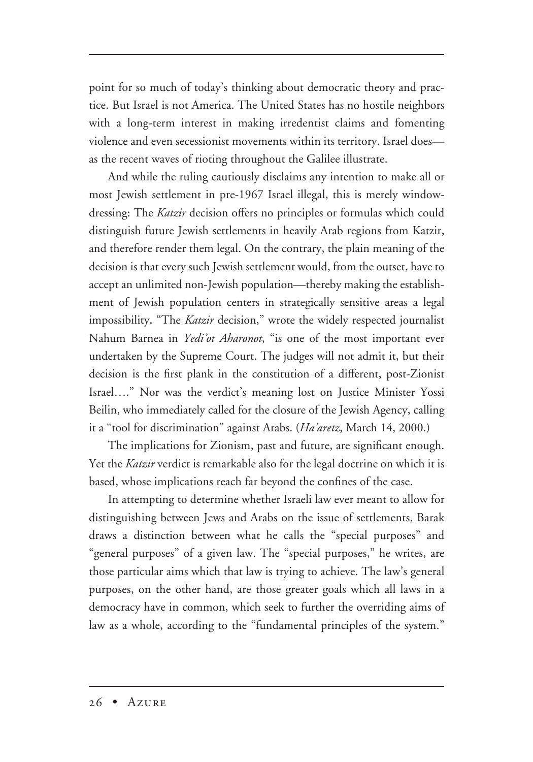point for so much of today's thinking about democratic theory and practice. But Israel is not America. The United States has no hostile neighbors with a long-term interest in making irredentist claims and fomenting violence and even secessionist movements within its territory. Israel does—as the recent waves of rioting throughout the Galilee illustrate.

And while the ruling cautiously disclaims any intention to make all or most Jewish settlement in pre-1967 Israel illegal, this is merely window-dressing: The *Katzir* decision offers no principles or formulas which could distinguish future Jewish settlements in heavily Arab regions from Katzir, and therefore render them legal. On the contrary, the plain meaning of the decision is that every such Jewish settlement would, from the outset, have to accept an unlimited non-Jewish population—thereby making the establishment of Jewish population centers in strategically sensitive areas a legal impossibility. "The *Katzir* decision," wrote the widely respected journalist Nahum Barnea in *Yedi'ot Aharonot*, "is one of the most important ever undertaken by the Supreme Court. The judges will not admit it, but their decision is the first plank in the constitution of a different, post-Zionist Israel…." Nor was the verdict's meaning lost on Justice Minister Yossi Beilin, who immediately called for the closure of the Jewish Agency, calling it a "tool for discrimination" against Arabs. (*Ha'aretz*, March 14, 2000.)

The implications for Zionism, past and future, are significant enough. Yet the *Katzir* verdict is remarkable also for the legal doctrine on which it is based, whose implications reach far beyond the confines of the case.

In attempting to determine whether Israeli law ever meant to allow for distinguishing between Jews and Arabs on the issue of settlements, Barak draws a distinction between what he calls the "special purposes" and "general purposes" of a given law. The "special purposes," he writes, are those particular aims which that law is trying to achieve. The law's general purposes, on the other hand, are those greater goals which all laws in a democracy have in common, which seek to further the overriding aims of law as a whole, according to the "fundamental principles of the system."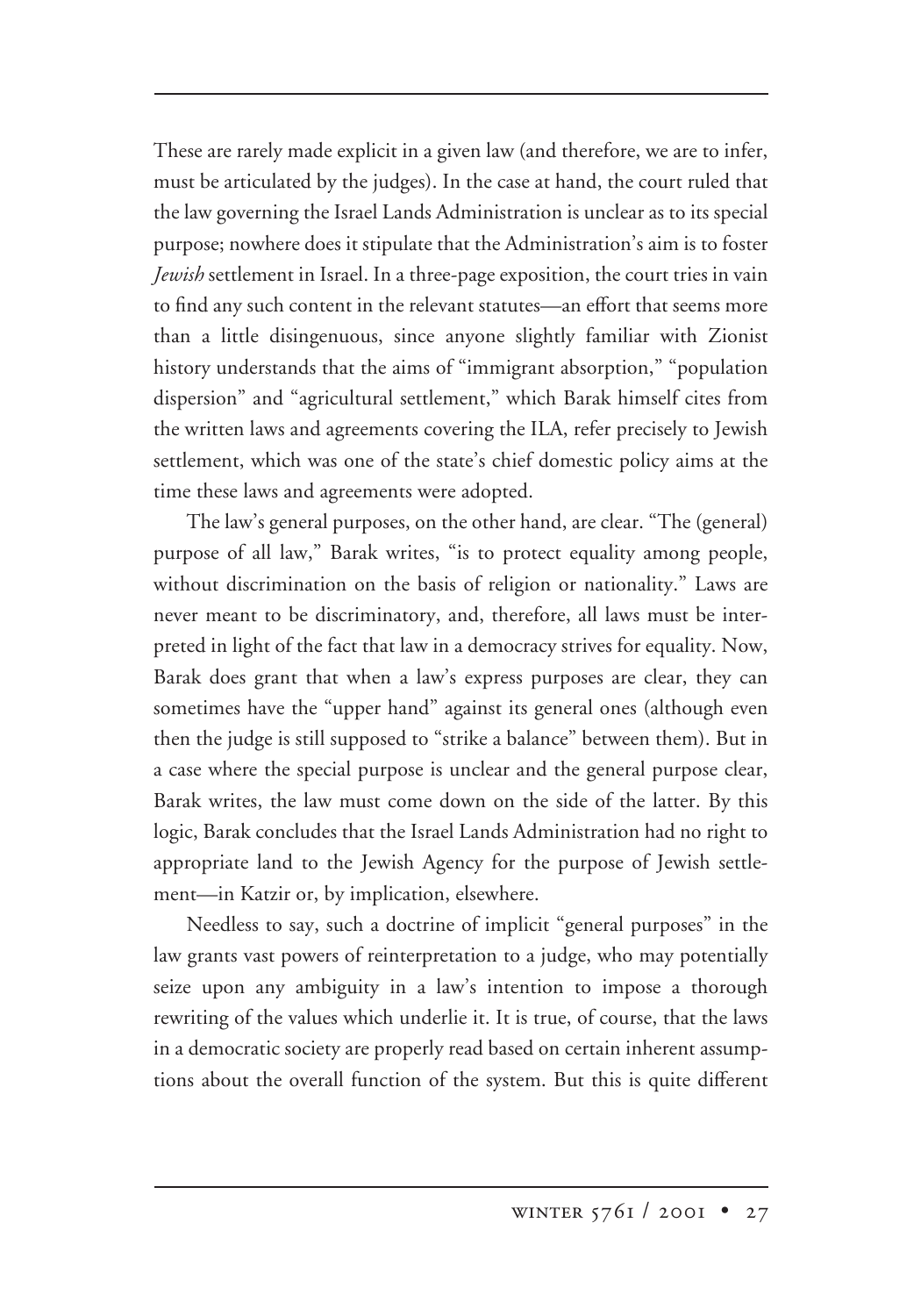These are rarely made explicit in a given law (and therefore, we are to infer, must be articulated by the judges). In the case at hand, the court ruled that the law governing the Israel Lands Administration is unclear as to its special purpose; nowhere does it stipulate that the Administration's aim is to foster *Jewish* settlement in Israel. In a three-page exposition, the court tries in vain to find any such content in the relevant statutes—an effort that seems more than a little disingenuous, since anyone slightly familiar with Zionist history understands that the aims of "immigrant absorption," "population dispersion" and "agricultural settlement," which Barak himself cites from the written laws and agreements covering the ILA, refer precisely to Jewish settlement, which was one of the state's chief domestic policy aims at the time these laws and agreements were adopted.

The law's general purposes, on the other hand, are clear. "The (general) purpose of all law," Barak writes, "is to protect equality among people, without discrimination on the basis of religion or nationality." Laws are never meant to be discriminatory, and, therefore, all laws must be interpreted in light of the fact that law in a democracy strives for equality. Now, Barak does grant that when a law's express purposes are clear, they can sometimes have the "upper hand" against its general ones (although even then the judge is still supposed to "strike a balance" between them). But in a case where the special purpose is unclear and the general purpose clear, Barak writes, the law must come down on the side of the latter. By this logic, Barak concludes that the Israel Lands Administration had no right to appropriate land to the Jewish Agency for the purpose of Jewish settlement—in Katzir or, by implication, elsewhere.

Needless to say, such a doctrine of implicit "general purposes" in the law grants vast powers of reinterpretation to a judge, who may potentially seize upon any ambiguity in a law's intention to impose a thorough rewriting of the values which underlie it. It is true, of course, that the laws in a democratic society are properly read based on certain inherent assumptions about the overall function of the system. But this is quite different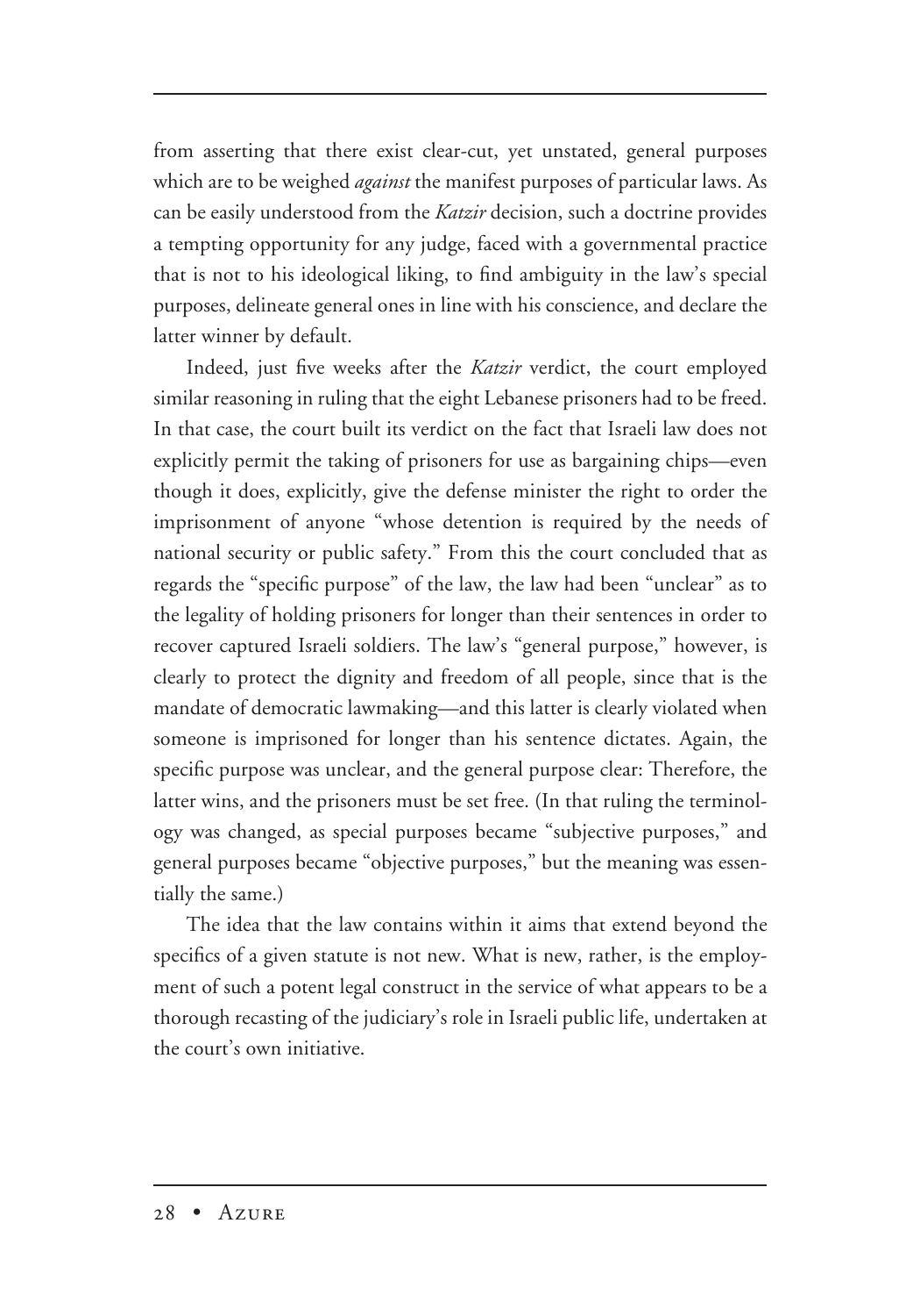from asserting that there exist clear-cut, yet unstated, general purposes which are to be weighed *against* the manifest purposes of particular laws. As can be easily understood from the *Katzir* decision, such a doctrine provides a tempting opportunity for any judge, faced with a governmental practice that is not to his ideological liking, to find ambiguity in the law's special purposes, delineate general ones in line with his conscience, and declare the latter winner by default.

Indeed, just five weeks after the *Katzir* verdict, the court employed similar reasoning in ruling that the eight Lebanese prisoners had to be freed. In that case, the court built its verdict on the fact that Israeli law does not explicitly permit the taking of prisoners for use as bargaining chips—even though it does, explicitly, give the defense minister the right to order the imprisonment of anyone "whose detention is required by the needs of national security or public safety." From this the court concluded that as regards the "specific purpose" of the law, the law had been "unclear" as to the legality of holding prisoners for longer than their sentences in order to recover captured Israeli soldiers. The law's "general purpose," however, is clearly to protect the dignity and freedom of all people, since that is the mandate of democratic lawmaking—and this latter is clearly violated when someone is imprisoned for longer than his sentence dictates. Again, the specific purpose was unclear, and the general purpose clear: Therefore, the latter wins, and the prisoners must be set free. (In that ruling the terminology was changed, as special purposes became "subjective purposes," and general purposes became "objective purposes," but the meaning was essentially the same.)

The idea that the law contains within it aims that extend beyond the specifics of a given statute is not new. What is new, rather, is the employment of such a potent legal construct in the service of what appears to be a thorough recasting of the judiciary's role in Israeli public life, undertaken at the court's own initiative.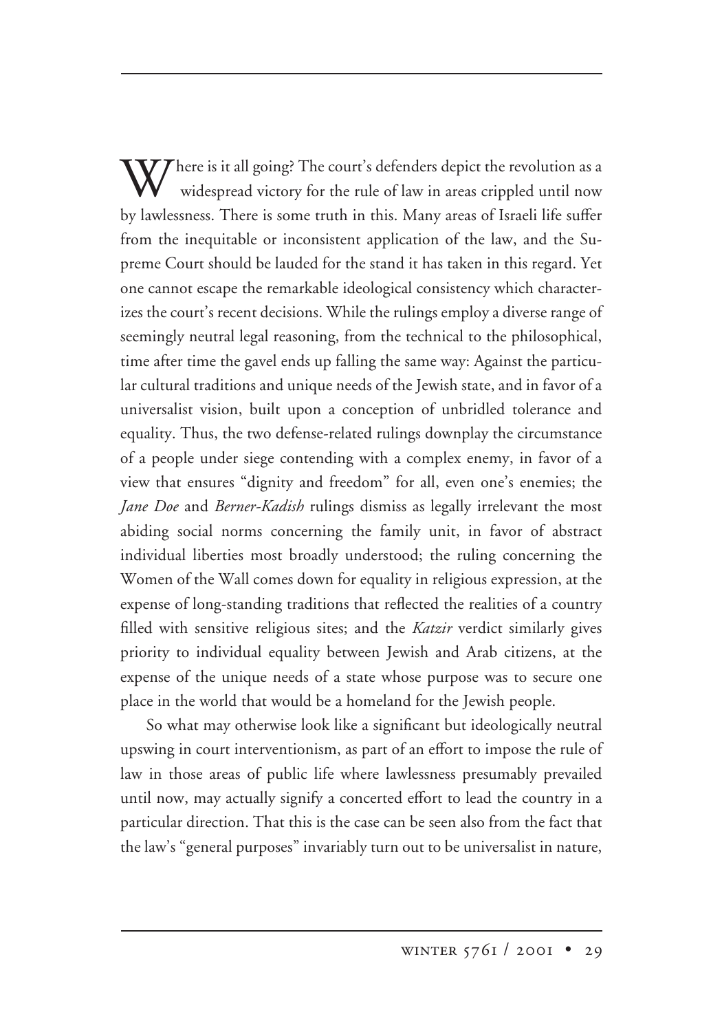Where is it all going? The court's defenders depict the revolution as a widespread victory for the rule of law in areas crippled until now by lawlessness. There is some truth in this. Many areas of Israeli life suffer from the inequitable or inconsistent application of the law, and the Supreme Court should be lauded for the stand it has taken in this regard. Yet one cannot escape the remarkable ideological consistency which characterizes the court's recent decisions. While the rulings employ a diverse range of seemingly neutral legal reasoning, from the technical to the philosophical, time after time the gavel ends up falling the same way: Against the particular cultural traditions and unique needs of the Jewish state, and in favor of a universalist vision, built upon a conception of unbridled tolerance and equality. Thus, the two defense-related rulings downplay the circumstance of a people under siege contending with a complex enemy, in favor of a view that ensures "dignity and freedom" for all, even one's enemies; the *Jane Doe* and *Berner-Kadish* rulings dismiss as legally irrelevant the most abiding social norms concerning the family unit, in favor of abstract individual liberties most broadly understood; the ruling concerning the Women of the Wall comes down for equality in religious expression, at the expense of long-standing traditions that reflected the realities of a country filled with sensitive religious sites; and the *Katzir* verdict similarly gives priority to individual equality between Jewish and Arab citizens, at the expense of the unique needs of a state whose purpose was to secure one place in the world that would be a homeland for the Jewish people.

So what may otherwise look like a significant but ideologically neutral upswing in court interventionism, as part of an effort to impose the rule of law in those areas of public life where lawlessness presumably prevailed until now, may actually signify a concerted effort to lead the country in a particular direction. That this is the case can be seen also from the fact that the law's "general purposes" invariably turn out to be universalist in nature,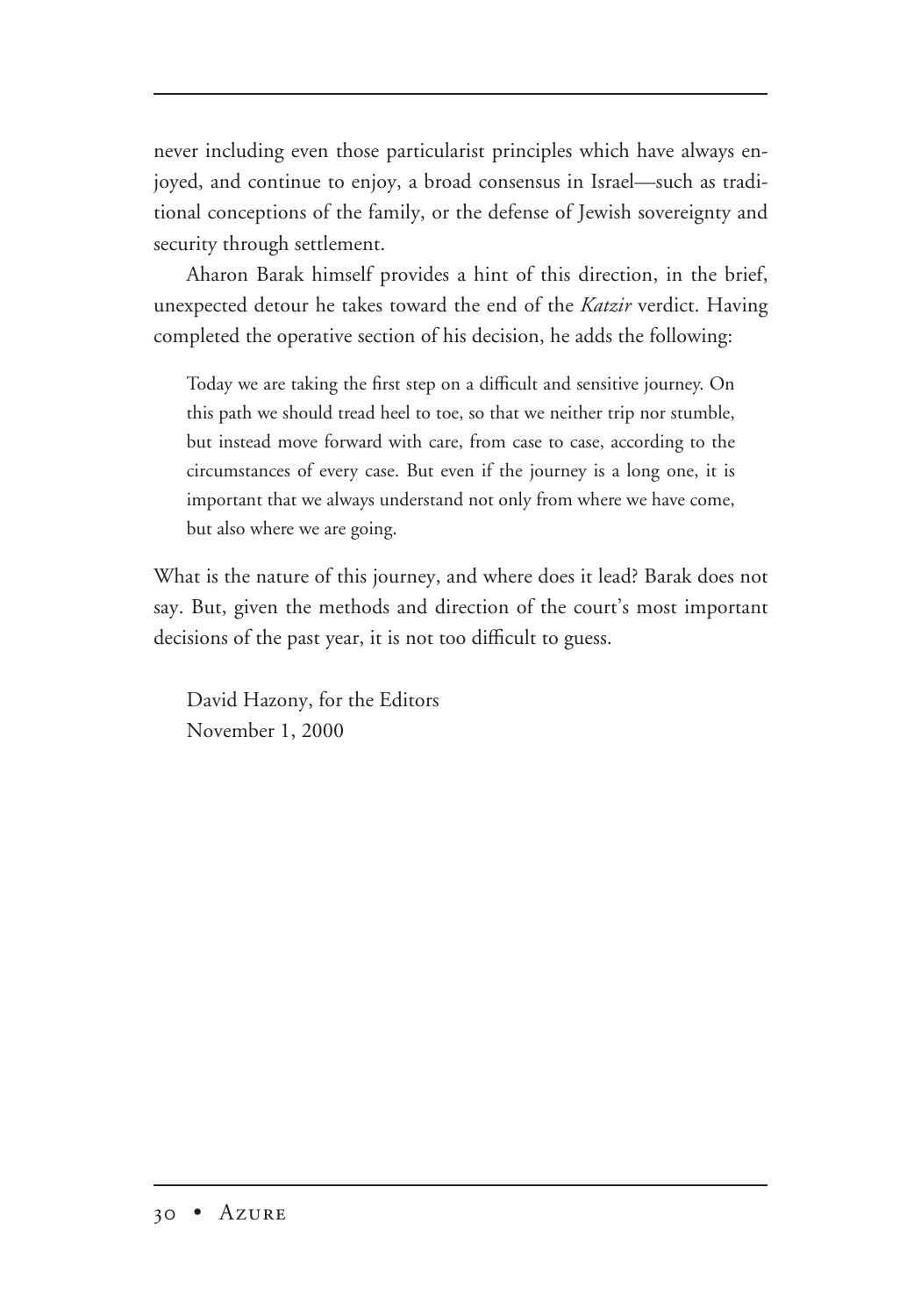never including even those particularist principles which have always enjoyed, and continue to enjoy, a broad consensus in Israel—such as traditional conceptions of the family, or the defense of Jewish sovereignty and security through settlement.

Aharon Barak himself provides a hint of this direction, in the brief, unexpected detour he takes toward the end of the *Katzir* verdict. Having completed the operative section of his decision, he adds the following:

> Today we are taking the first step on a difficult and sensitive journey. On this path we should tread heel to toe, so that we neither trip nor stumble, but instead move forward with care, from case to case, according to the circumstances of every case. But even if the journey is a long one, it is important that we always understand not only from where we have come, but also where we are going.

What is the nature of this journey, and where does it lead? Barak does not say. But, given the methods and direction of the court's most important decisions of the past year, it is not too difficult to guess.

David Hazony, for the Editors
November 1, 2000